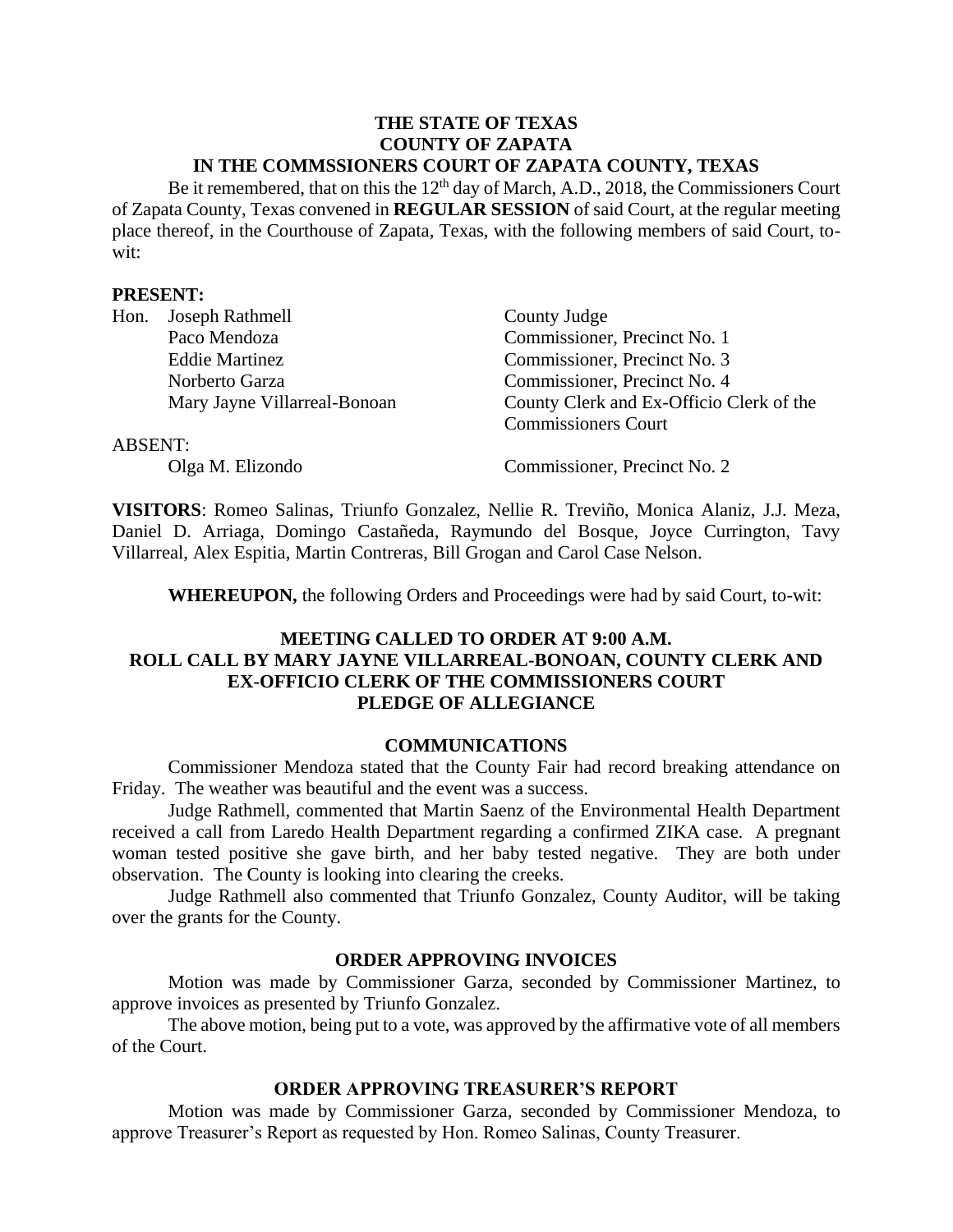**THE STATE OF TEXAS**
**COUNTY OF ZAPATA**
**IN THE COMMSSIONERS COURT OF ZAPATA COUNTY, TEXAS**

Be it remembered, that on this the 12th day of March, A.D., 2018, the Commissioners Court of Zapata County, Texas convened in **REGULAR SESSION** of said Court, at the regular meeting place thereof, in the Courthouse of Zapata, Texas, with the following members of said Court, to-wit:

**PRESENT:**

| | | |
|---|---|---|
| Hon. | Joseph Rathmell | County Judge |
| | Paco Mendoza | Commissioner, Precinct No. 1 |
| | Eddie Martinez | Commissioner, Precinct No. 3 |
| | Norberto Garza | Commissioner, Precinct No. 4 |
| | Mary Jayne Villarreal-Bonoan | County Clerk and Ex-Officio Clerk of the Commissioners Court |

ABSENT:

| | |
|---|---|
| Olga M. Elizondo | Commissioner, Precinct No. 2 |

**VISITORS**: Romeo Salinas, Triunfo Gonzalez, Nellie R. Treviño, Monica Alaniz, J.J. Meza, Daniel D. Arriaga, Domingo Castañeda, Raymundo del Bosque, Joyce Currington, Tavy Villarreal, Alex Espitia, Martin Contreras, Bill Grogan and Carol Case Nelson.

**WHEREUPON,** the following Orders and Proceedings were had by said Court, to-wit:

**MEETING CALLED TO ORDER AT 9:00 A.M.**
**ROLL CALL BY MARY JAYNE VILLARREAL-BONOAN, COUNTY CLERK AND EX-OFFICIO CLERK OF THE COMMISSIONERS COURT**
**PLEDGE OF ALLEGIANCE**

**COMMUNICATIONS**

Commissioner Mendoza stated that the County Fair had record breaking attendance on Friday. The weather was beautiful and the event was a success.

Judge Rathmell, commented that Martin Saenz of the Environmental Health Department received a call from Laredo Health Department regarding a confirmed ZIKA case. A pregnant woman tested positive she gave birth, and her baby tested negative. They are both under observation. The County is looking into clearing the creeks.

Judge Rathmell also commented that Triunfo Gonzalez, County Auditor, will be taking over the grants for the County.

**ORDER APPROVING INVOICES**

Motion was made by Commissioner Garza, seconded by Commissioner Martinez, to approve invoices as presented by Triunfo Gonzalez.

The above motion, being put to a vote, was approved by the affirmative vote of all members of the Court.

**ORDER APPROVING TREASURER'S REPORT**

Motion was made by Commissioner Garza, seconded by Commissioner Mendoza, to approve Treasurer's Report as requested by Hon. Romeo Salinas, County Treasurer.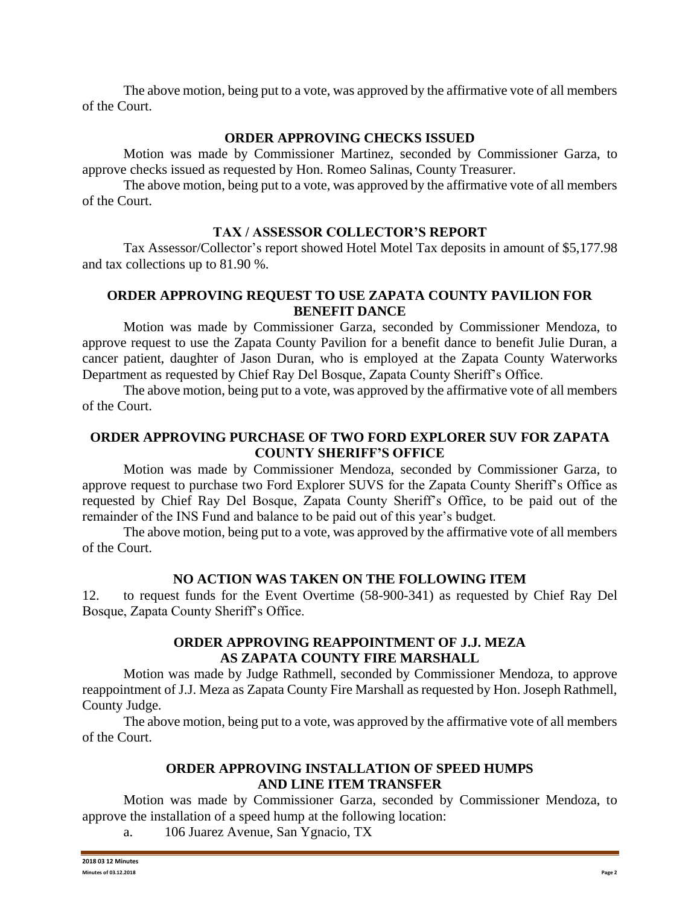The above motion, being put to a vote, was approved by the affirmative vote of all members of the Court.

## ORDER APPROVING CHECKS ISSUED

Motion was made by Commissioner Martinez, seconded by Commissioner Garza, to approve checks issued as requested by Hon. Romeo Salinas, County Treasurer.

The above motion, being put to a vote, was approved by the affirmative vote of all members of the Court.

## TAX / ASSESSOR COLLECTOR'S REPORT

Tax Assessor/Collector's report showed Hotel Motel Tax deposits in amount of $5,177.98 and tax collections up to 81.90 %.

## ORDER APPROVING REQUEST TO USE ZAPATA COUNTY PAVILION FOR BENEFIT DANCE

Motion was made by Commissioner Garza, seconded by Commissioner Mendoza, to approve request to use the Zapata County Pavilion for a benefit dance to benefit Julie Duran, a cancer patient, daughter of Jason Duran, who is employed at the Zapata County Waterworks Department as requested by Chief Ray Del Bosque, Zapata County Sheriff's Office.

The above motion, being put to a vote, was approved by the affirmative vote of all members of the Court.

## ORDER APPROVING PURCHASE OF TWO FORD EXPLORER SUV FOR ZAPATA COUNTY SHERIFF'S OFFICE

Motion was made by Commissioner Mendoza, seconded by Commissioner Garza, to approve request to purchase two Ford Explorer SUVS for the Zapata County Sheriff's Office as requested by Chief Ray Del Bosque, Zapata County Sheriff's Office, to be paid out of the remainder of the INS Fund and balance to be paid out of this year's budget.

The above motion, being put to a vote, was approved by the affirmative vote of all members of the Court.

## NO ACTION WAS TAKEN ON THE FOLLOWING ITEM

12. to request funds for the Event Overtime (58-900-341) as requested by Chief Ray Del Bosque, Zapata County Sheriff's Office.

## ORDER APPROVING REAPPOINTMENT OF J.J. MEZA AS ZAPATA COUNTY FIRE MARSHALL

Motion was made by Judge Rathmell, seconded by Commissioner Mendoza, to approve reappointment of J.J. Meza as Zapata County Fire Marshall as requested by Hon. Joseph Rathmell, County Judge.

The above motion, being put to a vote, was approved by the affirmative vote of all members of the Court.

## ORDER APPROVING INSTALLATION OF SPEED HUMPS AND LINE ITEM TRANSFER

Motion was made by Commissioner Garza, seconded by Commissioner Mendoza, to approve the installation of a speed hump at the following location:

a. 106 Juarez Avenue, San Ygnacio, TX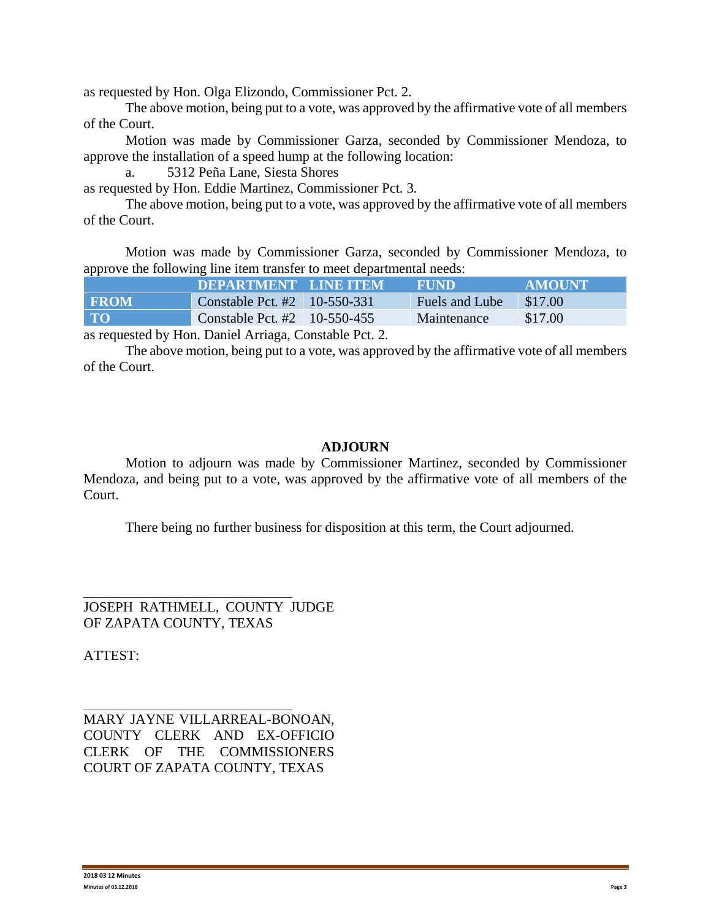as requested by Hon. Olga Elizondo, Commissioner Pct. 2.

The above motion, being put to a vote, was approved by the affirmative vote of all members of the Court.

Motion was made by Commissioner Garza, seconded by Commissioner Mendoza, to approve the installation of a speed hump at the following location:

a. 5312 Peña Lane, Siesta Shores

as requested by Hon. Eddie Martinez, Commissioner Pct. 3.

The above motion, being put to a vote, was approved by the affirmative vote of all members of the Court.

Motion was made by Commissioner Garza, seconded by Commissioner Mendoza, to approve the following line item transfer to meet departmental needs:

| | DEPARTMENT | LINE ITEM | FUND | AMOUNT |
|---|---|---|---|---|
| FROM | Constable Pct. #2 | 10-550-331 | Fuels and Lube | $17.00 |
| TO | Constable Pct. #2 | 10-550-455 | Maintenance | $17.00 |

as requested by Hon. Daniel Arriaga, Constable Pct. 2.

The above motion, being put to a vote, was approved by the affirmative vote of all members of the Court.

## ADJOURN

Motion to adjourn was made by Commissioner Martinez, seconded by Commissioner Mendoza, and being put to a vote, was approved by the affirmative vote of all members of the Court.

There being no further business for disposition at this term, the Court adjourned.

JOSEPH RATHMELL, COUNTY JUDGE
OF ZAPATA COUNTY, TEXAS

ATTEST:

MARY JAYNE VILLARREAL-BONOAN,
COUNTY CLERK AND EX-OFFICIO
CLERK OF THE COMMISSIONERS
COURT OF ZAPATA COUNTY, TEXAS